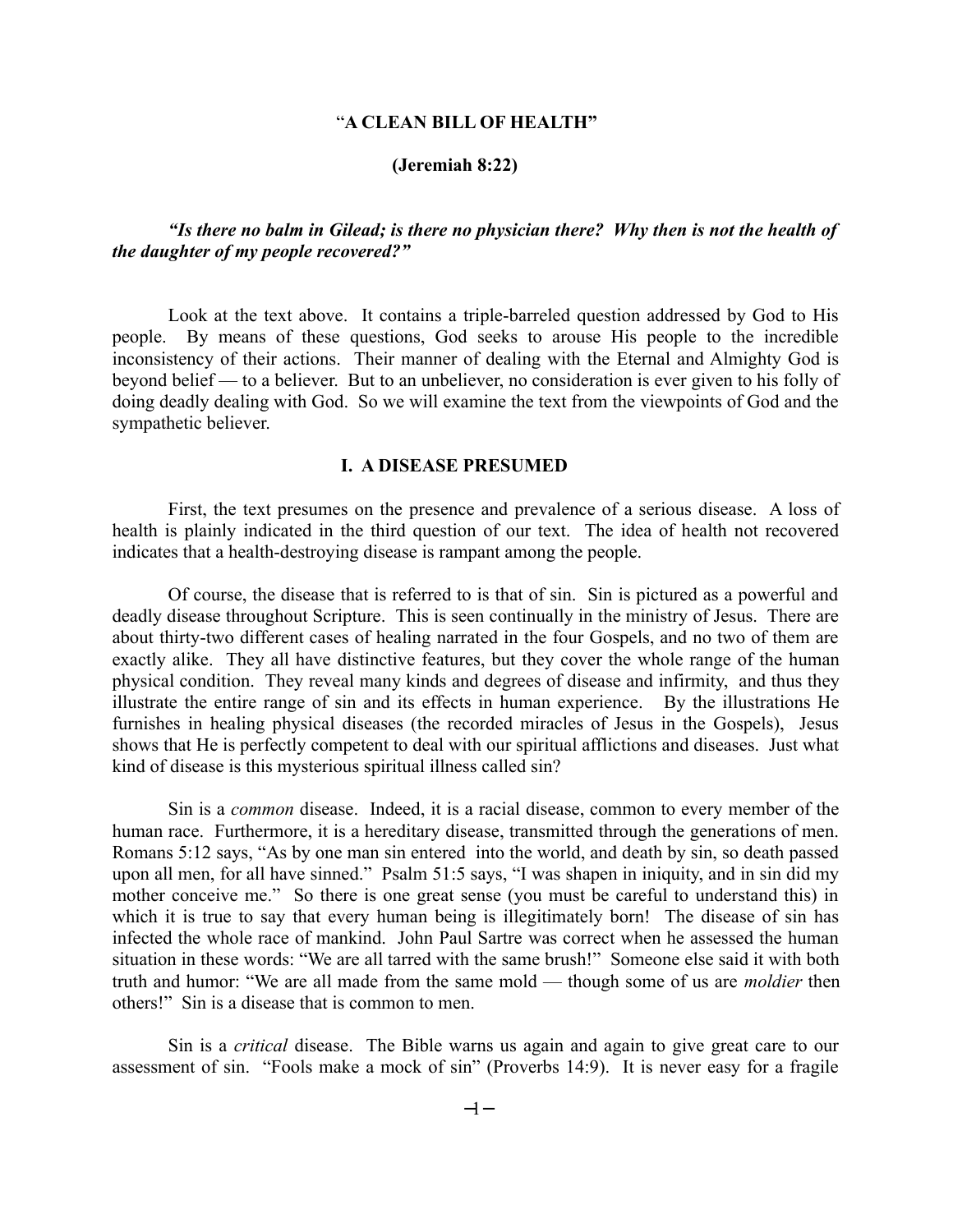# "A CLEAN BILL OF HEALTH"

## (Jeremiah 8:22)

***"Is there no balm in Gilead; is there no physician there? Why then is not the health of the daughter of my people recovered?"***

Look at the text above. It contains a triple-barreled question addressed by God to His people. By means of these questions, God seeks to arouse His people to the incredible inconsistency of their actions. Their manner of dealing with the Eternal and Almighty God is beyond belief — to a believer. But to an unbeliever, no consideration is ever given to his folly of doing deadly dealing with God. So we will examine the text from the viewpoints of God and the sympathetic believer.

## I. A DISEASE PRESUMED

First, the text presumes on the presence and prevalence of a serious disease. A loss of health is plainly indicated in the third question of our text. The idea of health not recovered indicates that a health-destroying disease is rampant among the people.

Of course, the disease that is referred to is that of sin. Sin is pictured as a powerful and deadly disease throughout Scripture. This is seen continually in the ministry of Jesus. There are about thirty-two different cases of healing narrated in the four Gospels, and no two of them are exactly alike. They all have distinctive features, but they cover the whole range of the human physical condition. They reveal many kinds and degrees of disease and infirmity, and thus they illustrate the entire range of sin and its effects in human experience. By the illustrations He furnishes in healing physical diseases (the recorded miracles of Jesus in the Gospels), Jesus shows that He is perfectly competent to deal with our spiritual afflictions and diseases. Just what kind of disease is this mysterious spiritual illness called sin?

Sin is a *common* disease. Indeed, it is a racial disease, common to every member of the human race. Furthermore, it is a hereditary disease, transmitted through the generations of men. Romans 5:12 says, "As by one man sin entered into the world, and death by sin, so death passed upon all men, for all have sinned." Psalm 51:5 says, "I was shapen in iniquity, and in sin did my mother conceive me." So there is one great sense (you must be careful to understand this) in which it is true to say that every human being is illegitimately born! The disease of sin has infected the whole race of mankind. John Paul Sartre was correct when he assessed the human situation in these words: "We are all tarred with the same brush!" Someone else said it with both truth and humor: "We are all made from the same mold — though some of us are *moldier* then others!" Sin is a disease that is common to men.

Sin is a *critical* disease. The Bible warns us again and again to give great care to our assessment of sin. "Fools make a mock of sin" (Proverbs 14:9). It is never easy for a fragile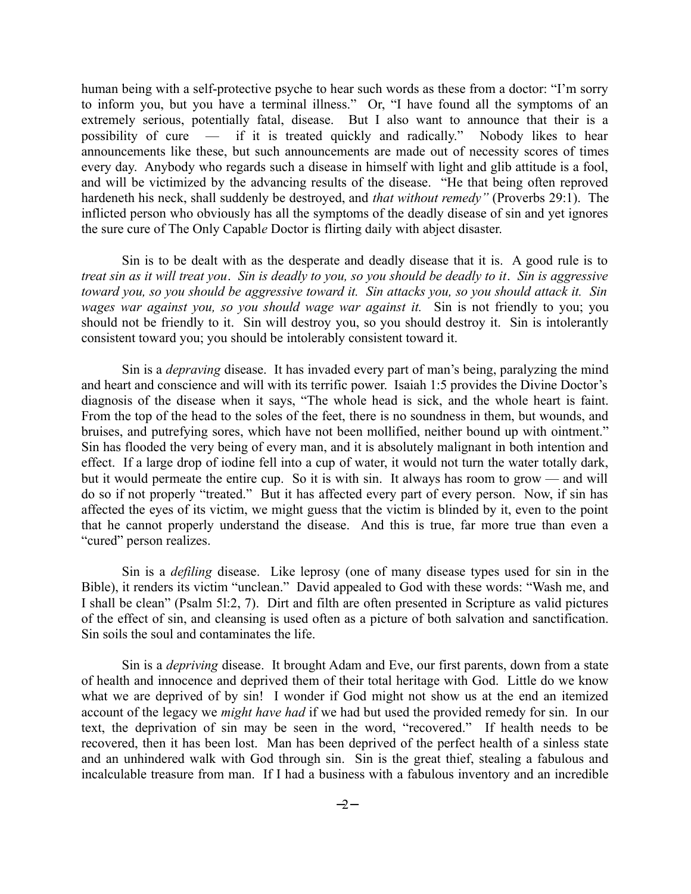human being with a self-protective psyche to hear such words as these from a doctor: "I'm sorry to inform you, but you have a terminal illness." Or, "I have found all the symptoms of an extremely serious, potentially fatal, disease. But I also want to announce that their is a possibility of cure — if it is treated quickly and radically." Nobody likes to hear announcements like these, but such announcements are made out of necessity scores of times every day. Anybody who regards such a disease in himself with light and glib attitude is a fool, and will be victimized by the advancing results of the disease. "He that being often reproved hardeneth his neck, shall suddenly be destroyed, and *that without remedy"* (Proverbs 29:1). The inflicted person who obviously has all the symptoms of the deadly disease of sin and yet ignores the sure cure of The Only Capabl*e* Doctor is flirting daily with abject disaster.

Sin is to be dealt with as the desperate and deadly disease that it is. A good rule is to *treat sin as it will treat you. Sin is deadly to you, so you should be deadly to it. Sin is aggressive toward you, so you should be aggressive toward it. Sin attacks you, so you should attack it. Sin wages war against you, so you should wage war against it.* Sin is not friendly to you; you should not be friendly to it. Sin will destroy you, so you should destroy it. Sin is intolerantly consistent toward you; you should be intolerably consistent toward it.

Sin is a *depraving* disease. It has invaded every part of man's being, paralyzing the mind and heart and conscience and will with its terrific power. Isaiah 1:5 provides the Divine Doctor's diagnosis of the disease when it says, "The whole head is sick, and the whole heart is faint. From the top of the head to the soles of the feet, there is no soundness in them, but wounds, and bruises, and putrefying sores, which have not been mollified, neither bound up with ointment." Sin has flooded the very being of every man, and it is absolutely malignant in both intention and effect. If a large drop of iodine fell into a cup of water, it would not turn the water totally dark, but it would permeate the entire cup. So it is with sin. It always has room to grow — and will do so if not properly "treated." But it has affected every part of every person. Now, if sin has affected the eyes of its victim, we might guess that the victim is blinded by it, even to the point that he cannot properly understand the disease. And this is true, far more true than even a "cured" person realizes.

Sin is a *defiling* disease. Like leprosy (one of many disease types used for sin in the Bible), it renders its victim "unclean." David appealed to God with these words: "Wash me, and I shall be clean" (Psalm 5l:2, 7). Dirt and filth are often presented in Scripture as valid pictures of the effect of sin, and cleansing is used often as a picture of both salvation and sanctification. Sin soils the soul and contaminates the life.

Sin is a *depriving* disease. It brought Adam and Eve, our first parents, down from a state of health and innocence and deprived them of their total heritage with God. Little do we know what we are deprived of by sin! I wonder if God might not show us at the end an itemized account of the legacy we *might have had* if we had but used the provided remedy for sin. In our text, the deprivation of sin may be seen in the word, "recovered." If health needs to be recovered, then it has been lost. Man has been deprived of the perfect health of a sinless state and an unhindered walk with God through sin. Sin is the great thief, stealing a fabulous and incalculable treasure from man. If I had a business with a fabulous inventory and an incredible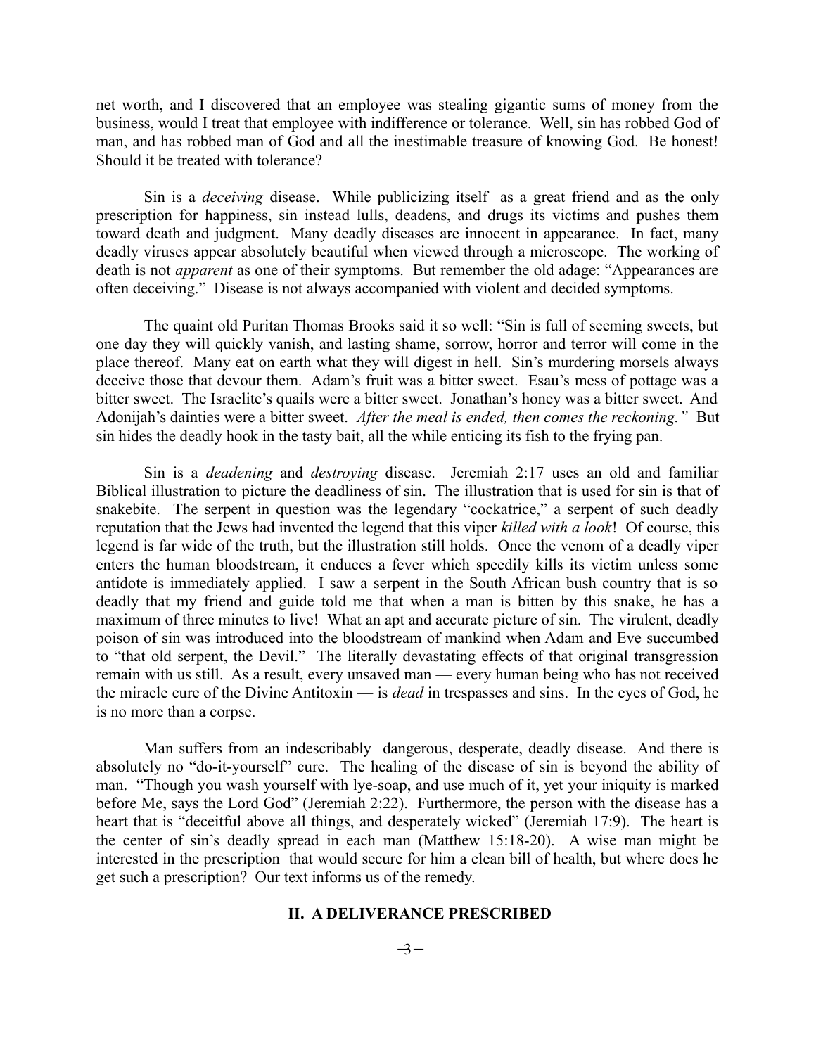net worth, and I discovered that an employee was stealing gigantic sums of money from the business, would I treat that employee with indifference or tolerance. Well, sin has robbed God of man, and has robbed man of God and all the inestimable treasure of knowing God. Be honest! Should it be treated with tolerance?

Sin is a *deceiving* disease. While publicizing itself as a great friend and as the only prescription for happiness, sin instead lulls, deadens, and drugs its victims and pushes them toward death and judgment. Many deadly diseases are innocent in appearance. In fact, many deadly viruses appear absolutely beautiful when viewed through a microscope. The working of death is not *apparent* as one of their symptoms. But remember the old adage: "Appearances are often deceiving." Disease is not always accompanied with violent and decided symptoms.

The quaint old Puritan Thomas Brooks said it so well: "Sin is full of seeming sweets, but one day they will quickly vanish, and lasting shame, sorrow, horror and terror will come in the place thereof. Many eat on earth what they will digest in hell. Sin's murdering morsels always deceive those that devour them. Adam's fruit was a bitter sweet. Esau's mess of pottage was a bitter sweet. The Israelite's quails were a bitter sweet. Jonathan's honey was a bitter sweet. And Adonijah's dainties were a bitter sweet. *After the meal is ended, then comes the reckoning."* But sin hides the deadly hook in the tasty bait, all the while enticing its fish to the frying pan.

Sin is a *deadening* and *destroying* disease. Jeremiah 2:17 uses an old and familiar Biblical illustration to picture the deadliness of sin. The illustration that is used for sin is that of snakebite. The serpent in question was the legendary "cockatrice," a serpent of such deadly reputation that the Jews had invented the legend that this viper *killed with a look*! Of course, this legend is far wide of the truth, but the illustration still holds. Once the venom of a deadly viper enters the human bloodstream, it enduces a fever which speedily kills its victim unless some antidote is immediately applied. I saw a serpent in the South African bush country that is so deadly that my friend and guide told me that when a man is bitten by this snake, he has a maximum of three minutes to live! What an apt and accurate picture of sin. The virulent, deadly poison of sin was introduced into the bloodstream of mankind when Adam and Eve succumbed to "that old serpent, the Devil." The literally devastating effects of that original transgression remain with us still. As a result, every unsaved man — every human being who has not received the miracle cure of the Divine Antitoxin — is *dead* in trespasses and sins. In the eyes of God, he is no more than a corpse.

Man suffers from an indescribably dangerous, desperate, deadly disease. And there is absolutely no "do-it-yourself" cure. The healing of the disease of sin is beyond the ability of man. "Though you wash yourself with lye-soap, and use much of it, yet your iniquity is marked before Me, says the Lord God" (Jeremiah 2:22). Furthermore, the person with the disease has a heart that is "deceitful above all things, and desperately wicked" (Jeremiah 17:9). The heart is the center of sin's deadly spread in each man (Matthew 15:18-20). A wise man might be interested in the prescription that would secure for him a clean bill of health, but where does he get such a prescription? Our text informs us of the remedy.

## II. A DELIVERANCE PRESCRIBED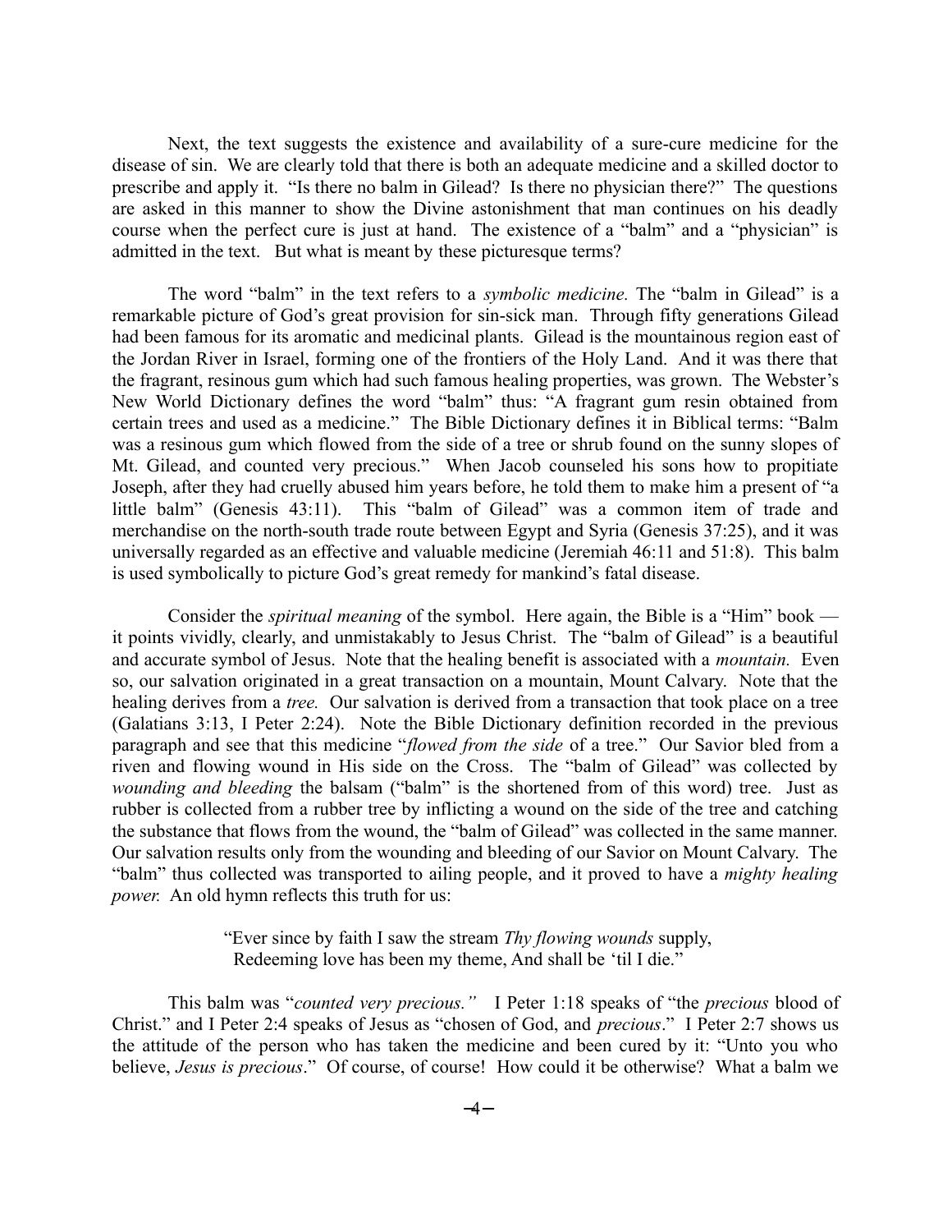Next, the text suggests the existence and availability of a sure-cure medicine for the disease of sin. We are clearly told that there is both an adequate medicine and a skilled doctor to prescribe and apply it. "Is there no balm in Gilead? Is there no physician there?" The questions are asked in this manner to show the Divine astonishment that man continues on his deadly course when the perfect cure is just at hand. The existence of a "balm" and a "physician" is admitted in the text. But what is meant by these picturesque terms?

The word "balm" in the text refers to a *symbolic medicine.* The "balm in Gilead" is a remarkable picture of God's great provision for sin-sick man. Through fifty generations Gilead had been famous for its aromatic and medicinal plants. Gilead is the mountainous region east of the Jordan River in Israel, forming one of the frontiers of the Holy Land. And it was there that the fragrant, resinous gum which had such famous healing properties, was grown. The Webster's New World Dictionary defines the word "balm" thus: "A fragrant gum resin obtained from certain trees and used as a medicine." The Bible Dictionary defines it in Biblical terms: "Balm was a resinous gum which flowed from the side of a tree or shrub found on the sunny slopes of Mt. Gilead, and counted very precious." When Jacob counseled his sons how to propitiate Joseph, after they had cruelly abused him years before, he told them to make him a present of "a little balm" (Genesis 43:11). This "balm of Gilead" was a common item of trade and merchandise on the north-south trade route between Egypt and Syria (Genesis 37:25), and it was universally regarded as an effective and valuable medicine (Jeremiah 46:11 and 51:8). This balm is used symbolically to picture God's great remedy for mankind's fatal disease.

Consider the *spiritual meaning* of the symbol. Here again, the Bible is a "Him" book — it points vividly, clearly, and unmistakably to Jesus Christ. The "balm of Gilead" is a beautiful and accurate symbol of Jesus. Note that the healing benefit is associated with a *mountain.* Even so, our salvation originated in a great transaction on a mountain, Mount Calvary. Note that the healing derives from a *tree.* Our salvation is derived from a transaction that took place on a tree (Galatians 3:13, I Peter 2:24). Note the Bible Dictionary definition recorded in the previous paragraph and see that this medicine "*flowed from the side* of a tree." Our Savior bled from a riven and flowing wound in His side on the Cross. The "balm of Gilead" was collected by *wounding and bleeding* the balsam ("balm" is the shortened from of this word) tree. Just as rubber is collected from a rubber tree by inflicting a wound on the side of the tree and catching the substance that flows from the wound, the "balm of Gilead" was collected in the same manner. Our salvation results only from the wounding and bleeding of our Savior on Mount Calvary. The "balm" thus collected was transported to ailing people, and it proved to have a *mighty healing power.* An old hymn reflects this truth for us:

> "Ever since by faith I saw the stream *Thy flowing wounds* supply,
> Redeeming love has been my theme, And shall be 'til I die."

This balm was "*counted very precious."* I Peter 1:18 speaks of "the *precious* blood of Christ." and I Peter 2:4 speaks of Jesus as "chosen of God, and *precious*." I Peter 2:7 shows us the attitude of the person who has taken the medicine and been cured by it: "Unto you who believe, *Jesus is precious*." Of course, of course! How could it be otherwise? What a balm we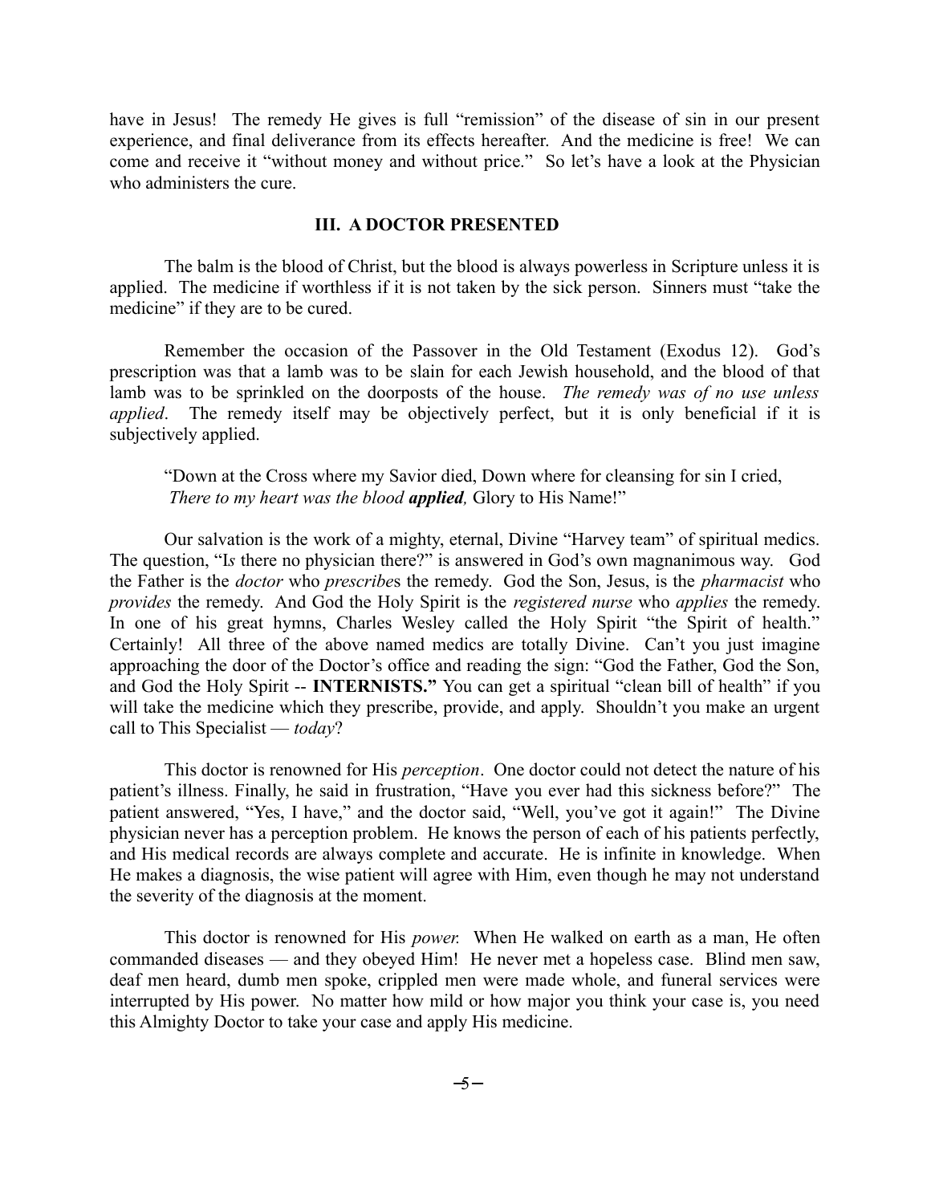have in Jesus! The remedy He gives is full "remission" of the disease of sin in our present experience, and final deliverance from its effects hereafter. And the medicine is free! We can come and receive it "without money and without price." So let's have a look at the Physician who administers the cure.

### III. A DOCTOR PRESENTED

The balm is the blood of Christ, but the blood is always powerless in Scripture unless it is applied. The medicine if worthless if it is not taken by the sick person. Sinners must "take the medicine" if they are to be cured.

Remember the occasion of the Passover in the Old Testament (Exodus 12). God's prescription was that a lamb was to be slain for each Jewish household, and the blood of that lamb was to be sprinkled on the doorposts of the house. *The remedy was of no use unless applied*. The remedy itself may be objectively perfect, but it is only beneficial if it is subjectively applied.

> "Down at the Cross where my Savior died, Down where for cleansing for sin I cried,
> *There to my heart was the blood **applied**,* Glory to His Name!"

Our salvation is the work of a mighty, eternal, Divine "Harvey team" of spiritual medics. The question, "I*s* there no physician there?" is answered in God's own magnanimous way. God the Father is the *doctor* who *prescribe*s the remedy. God the Son, Jesus, is the *pharmacist* who *provides* the remedy. And God the Holy Spirit is the *registered nurse* who *applies* the remedy. In one of his great hymns, Charles Wesley called the Holy Spirit "the Spirit of health." Certainly! All three of the above named medics are totally Divine. Can't you just imagine approaching the door of the Doctor's office and reading the sign: "God the Father, God the Son, and God the Holy Spirit -- **INTERNISTS."** You can get a spiritual "clean bill of health" if you will take the medicine which they prescribe, provide, and apply. Shouldn't you make an urgent call to This Specialist — *today*?

This doctor is renowned for His *perception*. One doctor could not detect the nature of his patient's illness. Finally, he said in frustration, "Have you ever had this sickness before?" The patient answered, "Yes, I have," and the doctor said, "Well, you've got it again!" The Divine physician never has a perception problem. He knows the person of each of his patients perfectly, and His medical records are always complete and accurate. He is infinite in knowledge. When He makes a diagnosis, the wise patient will agree with Him, even though he may not understand the severity of the diagnosis at the moment.

This doctor is renowned for His *power.* When He walked on earth as a man, He often commanded diseases — and they obeyed Him! He never met a hopeless case. Blind men saw, deaf men heard, dumb men spoke, crippled men were made whole, and funeral services were interrupted by His power. No matter how mild or how major you think your case is, you need this Almighty Doctor to take your case and apply His medicine.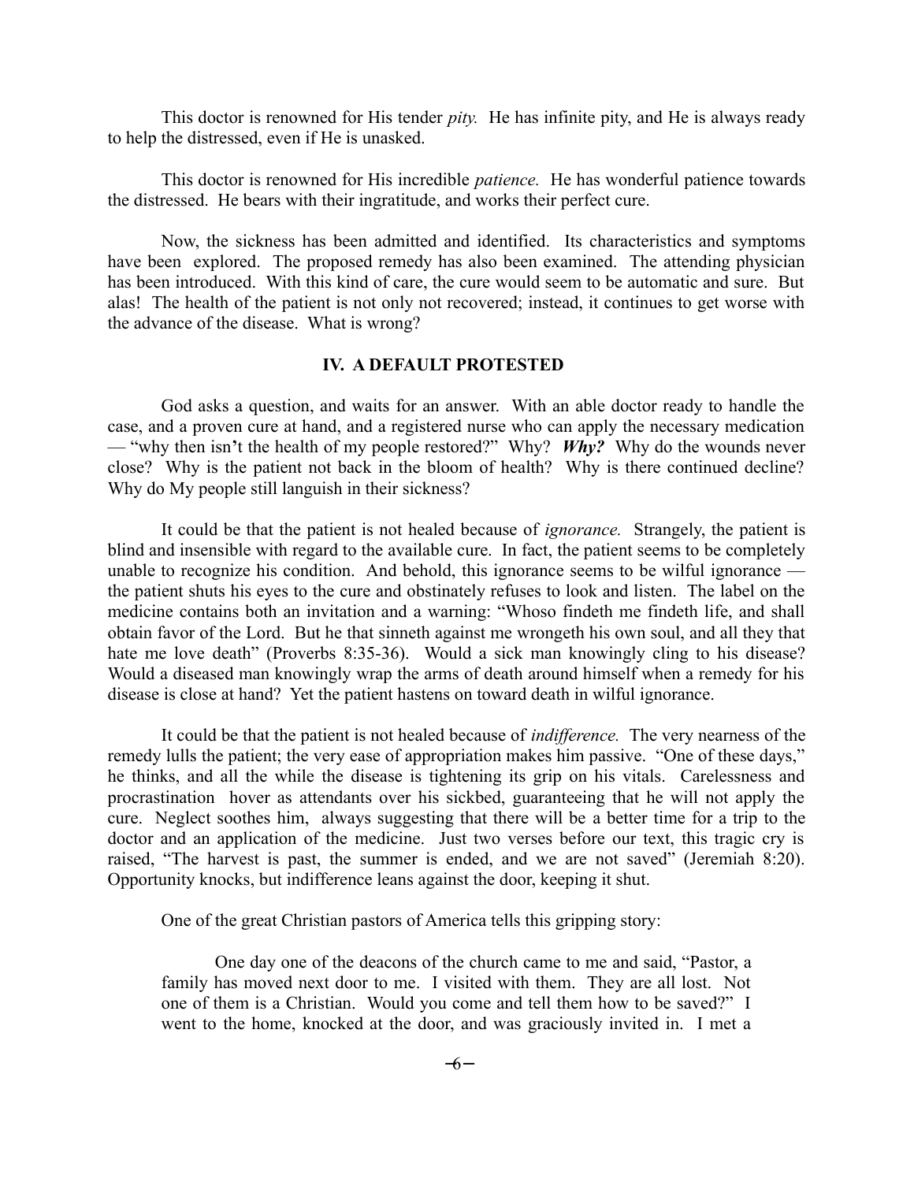This doctor is renowned for His tender *pity.* He has infinite pity, and He is always ready to help the distressed, even if He is unasked.

This doctor is renowned for His incredible *patience.* He has wonderful patience towards the distressed. He bears with their ingratitude, and works their perfect cure.

Now, the sickness has been admitted and identified. Its characteristics and symptoms have been explored. The proposed remedy has also been examined. The attending physician has been introduced. With this kind of care, the cure would seem to be automatic and sure. But alas! The health of the patient is not only not recovered; instead, it continues to get worse with the advance of the disease. What is wrong?

### IV. A DEFAULT PROTESTED

God asks a question, and waits for an answer. With an able doctor ready to handle the case, and a proven cure at hand, and a registered nurse who can apply the necessary medication — "why then isn't the health of my people restored?" Why? ***Why?*** Why do the wounds never close? Why is the patient not back in the bloom of health? Why is there continued decline? Why do My people still languish in their sickness?

It could be that the patient is not healed because of *ignorance.* Strangely, the patient is blind and insensible with regard to the available cure. In fact, the patient seems to be completely unable to recognize his condition. And behold, this ignorance seems to be wilful ignorance — the patient shuts his eyes to the cure and obstinately refuses to look and listen. The label on the medicine contains both an invitation and a warning: "Whoso findeth me findeth life, and shall obtain favor of the Lord. But he that sinneth against me wrongeth his own soul, and all they that hate me love death" (Proverbs 8:35-36). Would a sick man knowingly cling to his disease? Would a diseased man knowingly wrap the arms of death around himself when a remedy for his disease is close at hand? Yet the patient hastens on toward death in wilful ignorance.

It could be that the patient is not healed because of *indifference.* The very nearness of the remedy lulls the patient; the very ease of appropriation makes him passive. "One of these days," he thinks, and all the while the disease is tightening its grip on his vitals. Carelessness and procrastination hover as attendants over his sickbed, guaranteeing that he will not apply the cure. Neglect soothes him, always suggesting that there will be a better time for a trip to the doctor and an application of the medicine. Just two verses before our text, this tragic cry is raised, "The harvest is past, the summer is ended, and we are not saved" (Jeremiah 8:20). Opportunity knocks, but indifference leans against the door, keeping it shut.

One of the great Christian pastors of America tells this gripping story:

> One day one of the deacons of the church came to me and said, "Pastor, a family has moved next door to me. I visited with them. They are all lost. Not one of them is a Christian. Would you come and tell them how to be saved?" I went to the home, knocked at the door, and was graciously invited in. I met a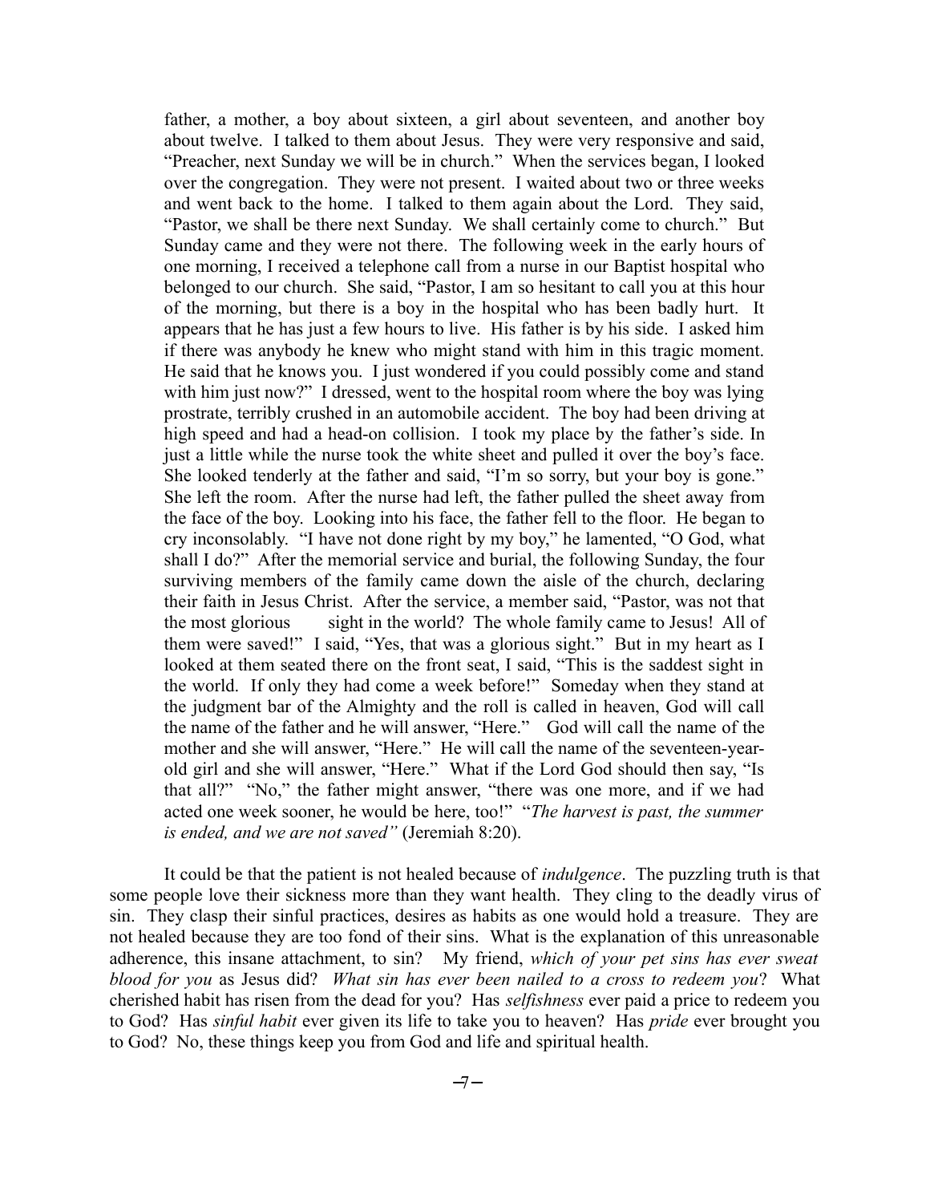father, a mother, a boy about sixteen, a girl about seventeen, and another boy about twelve. I talked to them about Jesus. They were very responsive and said, "Preacher, next Sunday we will be in church." When the services began, I looked over the congregation. They were not present. I waited about two or three weeks and went back to the home. I talked to them again about the Lord. They said, "Pastor, we shall be there next Sunday. We shall certainly come to church." But Sunday came and they were not there. The following week in the early hours of one morning, I received a telephone call from a nurse in our Baptist hospital who belonged to our church. She said, "Pastor, I am so hesitant to call you at this hour of the morning, but there is a boy in the hospital who has been badly hurt. It appears that he has just a few hours to live. His father is by his side. I asked him if there was anybody he knew who might stand with him in this tragic moment. He said that he knows you. I just wondered if you could possibly come and stand with him just now?" I dressed, went to the hospital room where the boy was lying prostrate, terribly crushed in an automobile accident. The boy had been driving at high speed and had a head-on collision. I took my place by the father's side. In just a little while the nurse took the white sheet and pulled it over the boy's face. She looked tenderly at the father and said, "I'm so sorry, but your boy is gone." She left the room. After the nurse had left, the father pulled the sheet away from the face of the boy. Looking into his face, the father fell to the floor. He began to cry inconsolably. "I have not done right by my boy," he lamented, "O God, what shall I do?" After the memorial service and burial, the following Sunday, the four surviving members of the family came down the aisle of the church, declaring their faith in Jesus Christ. After the service, a member said, "Pastor, was not that the most glorious sight in the world? The whole family came to Jesus! All of them were saved!" I said, "Yes, that was a glorious sight." But in my heart as I looked at them seated there on the front seat, I said, "This is the saddest sight in the world. If only they had come a week before!" Someday when they stand at the judgment bar of the Almighty and the roll is called in heaven, God will call the name of the father and he will answer, "Here." God will call the name of the mother and she will answer, "Here." He will call the name of the seventeen-year-old girl and she will answer, "Here." What if the Lord God should then say, "Is that all?" "No," the father might answer, "there was one more, and if we had acted one week sooner, he would be here, too!" "*The harvest is past, the summer is ended, and we are not saved"* (Jeremiah 8:20).

It could be that the patient is not healed because of *indulgence*. The puzzling truth is that some people love their sickness more than they want health. They cling to the deadly virus of sin. They clasp their sinful practices, desires as habits as one would hold a treasure. They are not healed because they are too fond of their sins. What is the explanation of this unreasonable adherence, this insane attachment, to sin? My friend, *which of your pet sins has ever sweat blood for you* as Jesus did? *What sin has ever been nailed to a cross to redeem you*? What cherished habit has risen from the dead for you? Has *selfishness* ever paid a price to redeem you to God? Has *sinful habit* ever given its life to take you to heaven? Has *pride* ever brought you to God? No, these things keep you from God and life and spiritual health.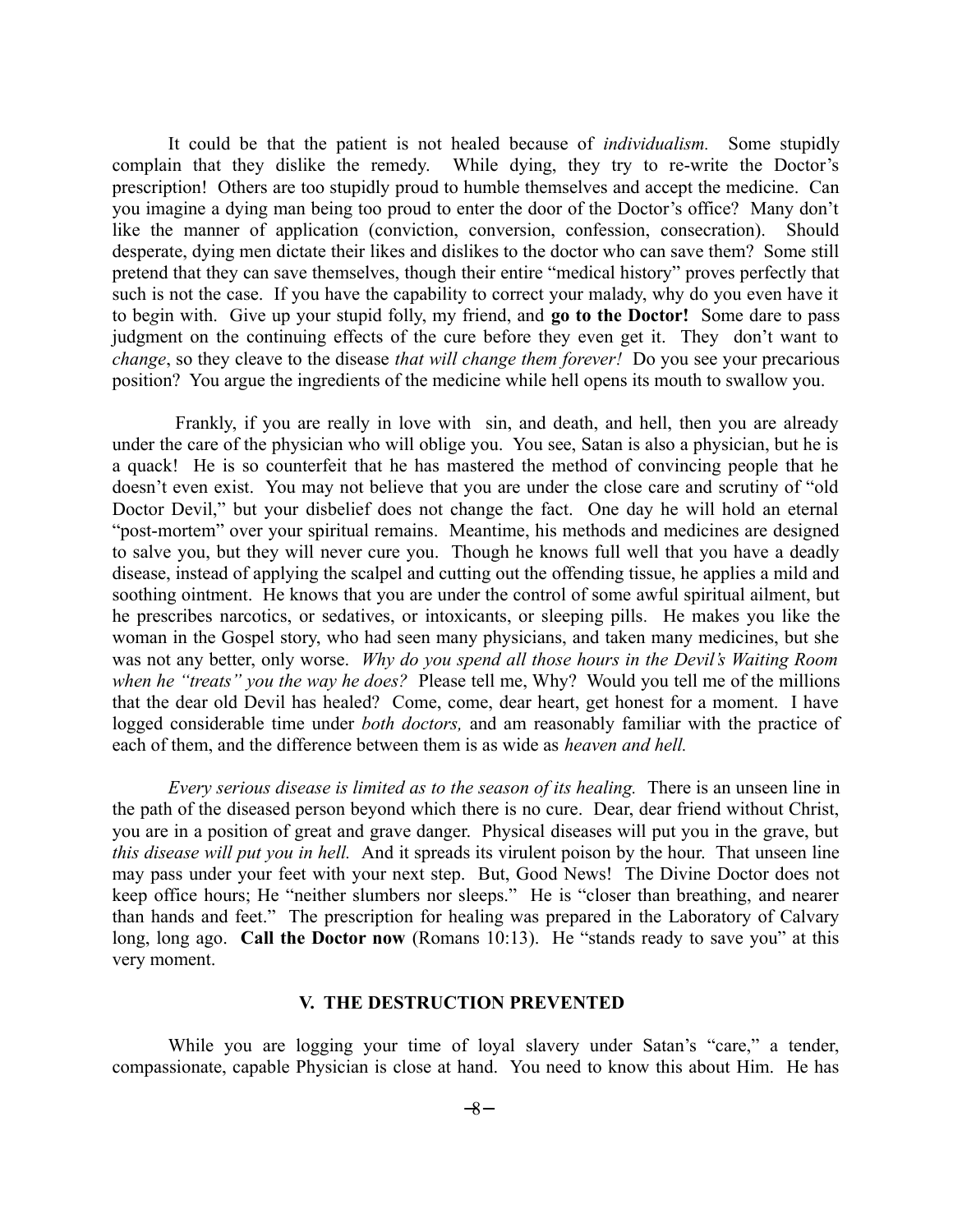It could be that the patient is not healed because of *individualism.* Some stupidly complain that they dislike the remedy. While dying, they try to re-write the Doctor's prescription! Others are too stupidly proud to humble themselves and accept the medicine. Can you imagine a dying man being too proud to enter the door of the Doctor's office? Many don't like the manner of application (conviction, conversion, confession, consecration). Should desperate, dying men dictate their likes and dislikes to the doctor who can save them? Some still pretend that they can save themselves, though their entire "medical history" proves perfectly that such is not the case. If you have the capability to correct your malady, why do you even have it to begin with. Give up your stupid folly, my friend, and **go to the Doctor!** Some dare to pass judgment on the continuing effects of the cure before they even get it. They don't want to *change*, so they cleave to the disease *that will change them forever!* Do you see your precarious position? You argue the ingredients of the medicine while hell opens its mouth to swallow you.

Frankly, if you are really in love with sin, and death, and hell, then you are already under the care of the physician who will oblige you. You see, Satan is also a physician, but he is a quack! He is so counterfeit that he has mastered the method of convincing people that he doesn't even exist. You may not believe that you are under the close care and scrutiny of "old Doctor Devil," but your disbelief does not change the fact. One day he will hold an eternal "post-mortem" over your spiritual remains. Meantime, his methods and medicines are designed to salve you, but they will never cure you. Though he knows full well that you have a deadly disease, instead of applying the scalpel and cutting out the offending tissue, he applies a mild and soothing ointment. He knows that you are under the control of some awful spiritual ailment, but he prescribes narcotics, or sedatives, or intoxicants, or sleeping pills. He makes you like the woman in the Gospel story, who had seen many physicians, and taken many medicines, but she was not any better, only worse. *Why do you spend all those hours in the Devil's Waiting Room when he "treats" you the way he does?* Please tell me, Why? Would you tell me of the millions that the dear old Devil has healed? Come, come, dear heart, get honest for a moment. I have logged considerable time under *both doctors,* and am reasonably familiar with the practice of each of them, and the difference between them is as wide as *heaven and hell.*

*Every serious disease is limited as to the season of its healing.* There is an unseen line in the path of the diseased person beyond which there is no cure. Dear, dear friend without Christ, you are in a position of great and grave danger. Physical diseases will put you in the grave, but *this disease will put you in hell.* And it spreads its virulent poison by the hour. That unseen line may pass under your feet with your next step. But, Good News! The Divine Doctor does not keep office hours; He "neither slumbers nor sleeps." He is "closer than breathing, and nearer than hands and feet." The prescription for healing was prepared in the Laboratory of Calvary long, long ago. **Call the Doctor now** (Romans 10:13). He "stands ready to save you" at this very moment.

## V. THE DESTRUCTION PREVENTED

While you are logging your time of loyal slavery under Satan's "care," a tender, compassionate, capable Physician is close at hand. You need to know this about Him. He has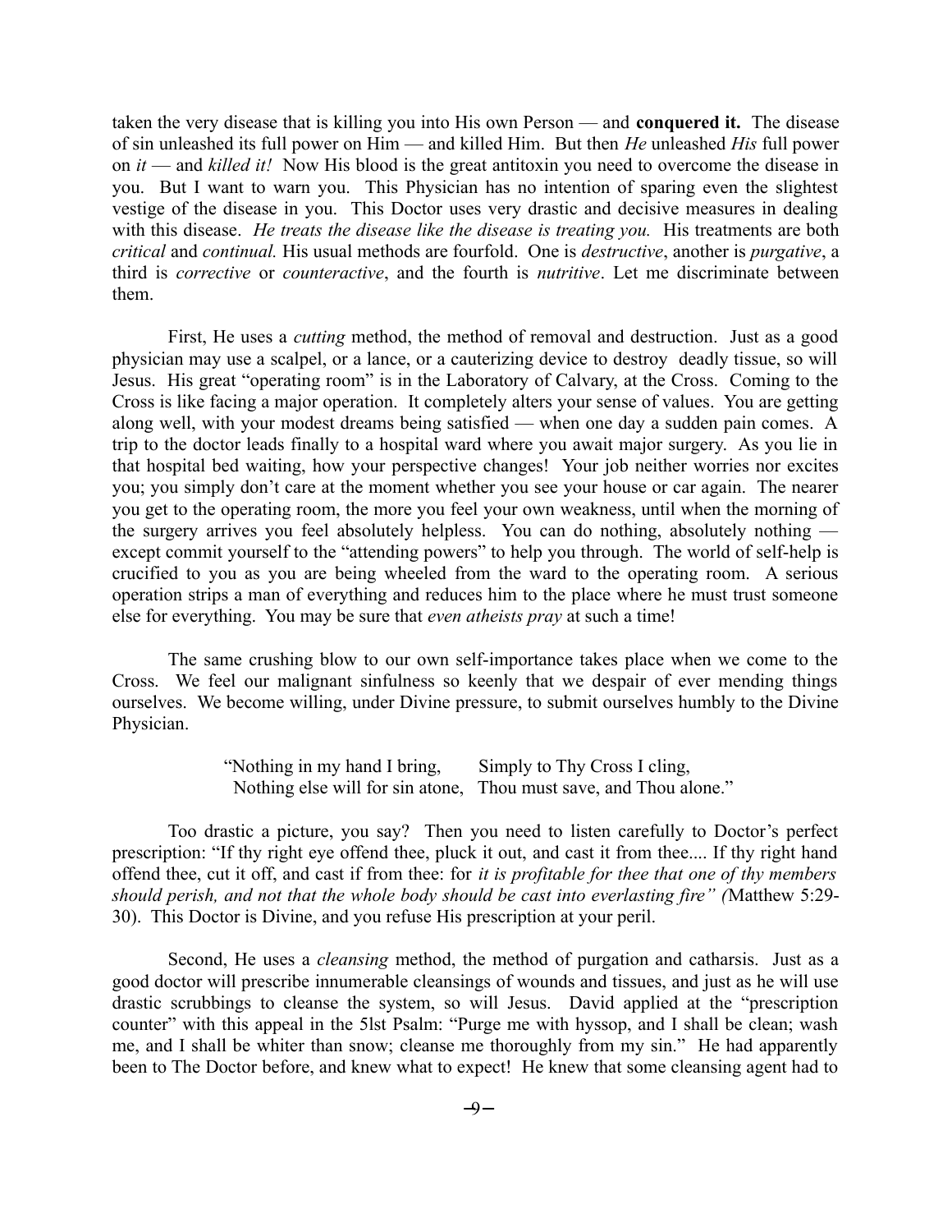taken the very disease that is killing you into His own Person — and **conquered it.** The disease of sin unleashed its full power on Him — and killed Him. But then *He* unleashed *His* full power on *it* — and *killed it!* Now His blood is the great antitoxin you need to overcome the disease in you. But I want to warn you. This Physician has no intention of sparing even the slightest vestige of the disease in you. This Doctor uses very drastic and decisive measures in dealing with this disease. *He treats the disease like the disease is treating you.* His treatments are both *critical* and *continual.* His usual methods are fourfold. One is *destructive*, another is *purgative*, a third is *corrective* or *counteractive*, and the fourth is *nutritive*. Let me discriminate between them.

First, He uses a *cutting* method, the method of removal and destruction. Just as a good physician may use a scalpel, or a lance, or a cauterizing device to destroy deadly tissue, so will Jesus. His great "operating room" is in the Laboratory of Calvary, at the Cross. Coming to the Cross is like facing a major operation. It completely alters your sense of values. You are getting along well, with your modest dreams being satisfied — when one day a sudden pain comes. A trip to the doctor leads finally to a hospital ward where you await major surgery. As you lie in that hospital bed waiting, how your perspective changes! Your job neither worries nor excites you; you simply don't care at the moment whether you see your house or car again. The nearer you get to the operating room, the more you feel your own weakness, until when the morning of the surgery arrives you feel absolutely helpless. You can do nothing, absolutely nothing — except commit yourself to the "attending powers" to help you through. The world of self-help is crucified to you as you are being wheeled from the ward to the operating room. A serious operation strips a man of everything and reduces him to the place where he must trust someone else for everything. You may be sure that *even atheists pray* at such a time!

The same crushing blow to our own self-importance takes place when we come to the Cross. We feel our malignant sinfulness so keenly that we despair of ever mending things ourselves. We become willing, under Divine pressure, to submit ourselves humbly to the Divine Physician.

> "Nothing in my hand I bring, Simply to Thy Cross I cling,
> Nothing else will for sin atone, Thou must save, and Thou alone."

Too drastic a picture, you say? Then you need to listen carefully to Doctor's perfect prescription: "If thy right eye offend thee, pluck it out, and cast it from thee.... If thy right hand offend thee, cut it off, and cast if from thee: for *it is profitable for thee that one of thy members should perish, and not that the whole body should be cast into everlasting fire" (*Matthew 5:29-30). This Doctor is Divine, and you refuse His prescription at your peril.

Second, He uses a *cleansing* method, the method of purgation and catharsis. Just as a good doctor will prescribe innumerable cleansings of wounds and tissues, and just as he will use drastic scrubbings to cleanse the system, so will Jesus. David applied at the "prescription counter" with this appeal in the 5lst Psalm: "Purge me with hyssop, and I shall be clean; wash me, and I shall be whiter than snow; cleanse me thoroughly from my sin." He had apparently been to The Doctor before, and knew what to expect! He knew that some cleansing agent had to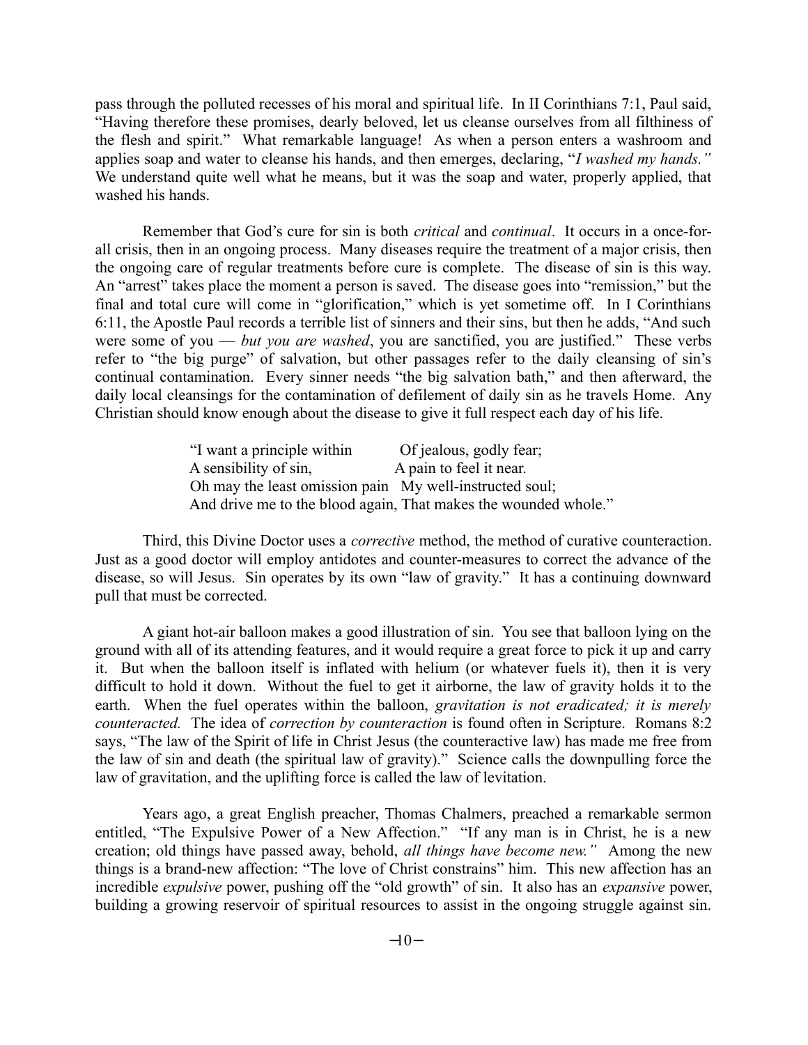pass through the polluted recesses of his moral and spiritual life. In II Corinthians 7:1, Paul said, "Having therefore these promises, dearly beloved, let us cleanse ourselves from all filthiness of the flesh and spirit." What remarkable language! As when a person enters a washroom and applies soap and water to cleanse his hands, and then emerges, declaring, "*I washed my hands.*" We understand quite well what he means, but it was the soap and water, properly applied, that washed his hands.

Remember that God's cure for sin is both *critical* and *continual*. It occurs in a once-for-all crisis, then in an ongoing process. Many diseases require the treatment of a major crisis, then the ongoing care of regular treatments before cure is complete. The disease of sin is this way. An "arrest" takes place the moment a person is saved. The disease goes into "remission," but the final and total cure will come in "glorification," which is yet sometime off. In I Corinthians 6:11, the Apostle Paul records a terrible list of sinners and their sins, but then he adds, "And such were some of you — *but you are washed*, you are sanctified, you are justified." These verbs refer to "the big purge" of salvation, but other passages refer to the daily cleansing of sin's continual contamination. Every sinner needs "the big salvation bath," and then afterward, the daily local cleansings for the contamination of defilement of daily sin as he travels Home. Any Christian should know enough about the disease to give it full respect each day of his life.

> "I want a principle within Of jealous, godly fear;
> A sensibility of sin, A pain to feel it near.
> Oh may the least omission pain My well-instructed soul;
> And drive me to the blood again, That makes the wounded whole."

Third, this Divine Doctor uses a *corrective* method, the method of curative counteraction. Just as a good doctor will employ antidotes and counter-measures to correct the advance of the disease, so will Jesus. Sin operates by its own "law of gravity." It has a continuing downward pull that must be corrected.

A giant hot-air balloon makes a good illustration of sin. You see that balloon lying on the ground with all of its attending features, and it would require a great force to pick it up and carry it. But when the balloon itself is inflated with helium (or whatever fuels it), then it is very difficult to hold it down. Without the fuel to get it airborne, the law of gravity holds it to the earth. When the fuel operates within the balloon, *gravitation is not eradicated; it is merely counteracted.* The idea of *correction by counteraction* is found often in Scripture. Romans 8:2 says, "The law of the Spirit of life in Christ Jesus (the counteractive law) has made me free from the law of sin and death (the spiritual law of gravity)." Science calls the downpulling force the law of gravitation, and the uplifting force is called the law of levitation.

Years ago, a great English preacher, Thomas Chalmers, preached a remarkable sermon entitled, "The Expulsive Power of a New Affection." "If any man is in Christ, he is a new creation; old things have passed away, behold, *all things have become new.*" Among the new things is a brand-new affection: "The love of Christ constrains" him. This new affection has an incredible *expulsive* power, pushing off the "old growth" of sin. It also has an *expansive* power, building a growing reservoir of spiritual resources to assist in the ongoing struggle against sin.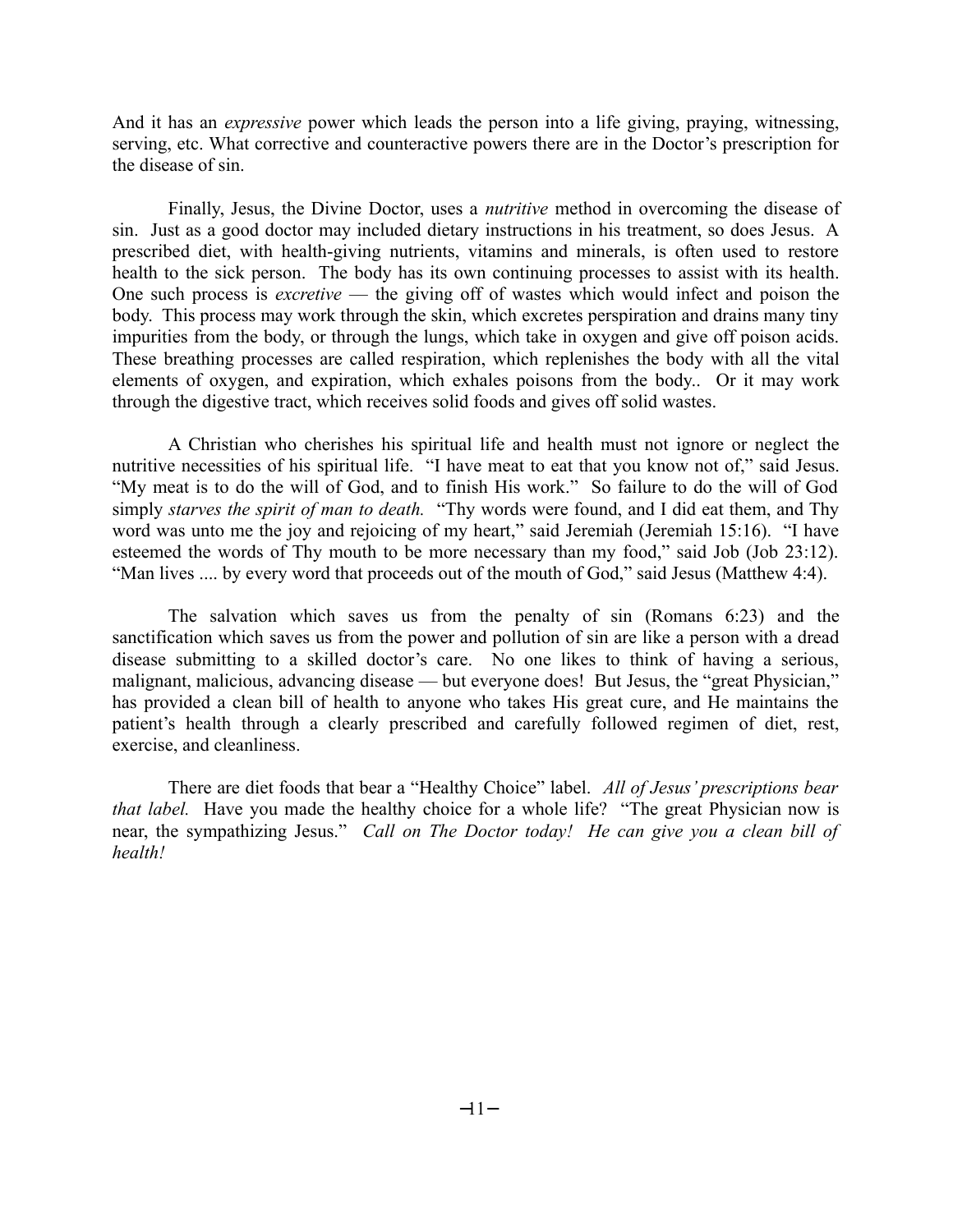And it has an *expressive* power which leads the person into a life giving, praying, witnessing, serving, etc. What corrective and counteractive powers there are in the Doctor's prescription for the disease of sin.

Finally, Jesus, the Divine Doctor, uses a *nutritive* method in overcoming the disease of sin. Just as a good doctor may included dietary instructions in his treatment, so does Jesus. A prescribed diet, with health-giving nutrients, vitamins and minerals, is often used to restore health to the sick person. The body has its own continuing processes to assist with its health. One such process is *excretive* — the giving off of wastes which would infect and poison the body. This process may work through the skin, which excretes perspiration and drains many tiny impurities from the body, or through the lungs, which take in oxygen and give off poison acids. These breathing processes are called respiration, which replenishes the body with all the vital elements of oxygen, and expiration, which exhales poisons from the body.. Or it may work through the digestive tract, which receives solid foods and gives off solid wastes.

A Christian who cherishes his spiritual life and health must not ignore or neglect the nutritive necessities of his spiritual life. "I have meat to eat that you know not of," said Jesus. "My meat is to do the will of God, and to finish His work." So failure to do the will of God simply *starves the spirit of man to death.* "Thy words were found, and I did eat them, and Thy word was unto me the joy and rejoicing of my heart," said Jeremiah (Jeremiah 15:16). "I have esteemed the words of Thy mouth to be more necessary than my food," said Job (Job 23:12). "Man lives .... by every word that proceeds out of the mouth of God," said Jesus (Matthew 4:4).

The salvation which saves us from the penalty of sin (Romans 6:23) and the sanctification which saves us from the power and pollution of sin are like a person with a dread disease submitting to a skilled doctor's care. No one likes to think of having a serious, malignant, malicious, advancing disease — but everyone does! But Jesus, the "great Physician," has provided a clean bill of health to anyone who takes His great cure, and He maintains the patient's health through a clearly prescribed and carefully followed regimen of diet, rest, exercise, and cleanliness.

There are diet foods that bear a "Healthy Choice" label. *All of Jesus' prescriptions bear that label.* Have you made the healthy choice for a whole life? "The great Physician now is near, the sympathizing Jesus." *Call on The Doctor today! He can give you a clean bill of health!*